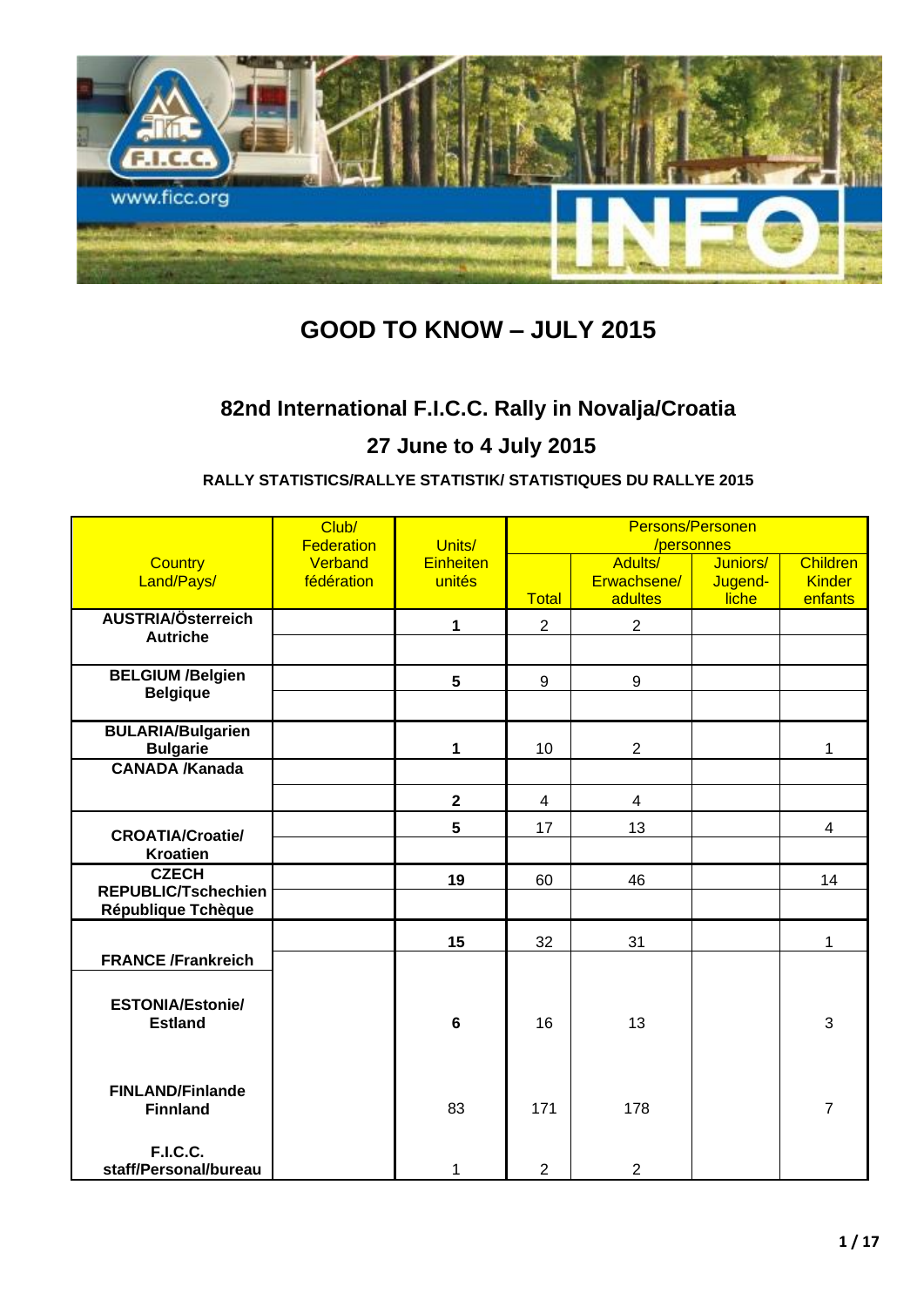# GOOD TO KNOW – JULY 2015

## 82nd International F.I.C.C. Rally in Novalja/Croatia

## 27 June to 4 July 2015

### RALLY STATISTICS/RALLYE STATISTIK/ STATISTIQUES DU RALLYE 2015

| Country Land/Pays/ | Club/ Federation Verband fédération | Units/ Einheiten unités | Persons/Personen /personnes | | | |
|---|---|---|---|---|---|---|
| | | | Total | Adults/ Erwachsene/ adultes | Juniors/ Jugend-liche | Children Kinder enfants |
| **AUSTRIA/Österreich Autriche** | | **1** | 2 | 2 | | |
| **BELGIUM /Belgien Belgique** | | **5** | 9 | 9 | | |
| **BULARIA/Bulgarien Bulgarie** | | **1** | 10 | 2 | | 1 |
| **CANADA /Kanada** | | **2** | 4 | 4 | | |
| **CROATIA/Croatie/ Kroatien** | | **5** | 17 | 13 | | 4 |
| **CZECH REPUBLIC/Tschechien République Tchèque** | | **19** | 60 | 46 | | 14 |
| **FRANCE /Frankreich** | | **15** | 32 | 31 | | 1 |
| **ESTONIA/Estonie/ Estland** | | **6** | 16 | 13 | | 3 |
| **FINLAND/Finlande Finnland** | | 83 | 171 | 178 | | 7 |
| **F.I.C.C. staff/Personal/bureau** | | 1 | 2 | 2 | | |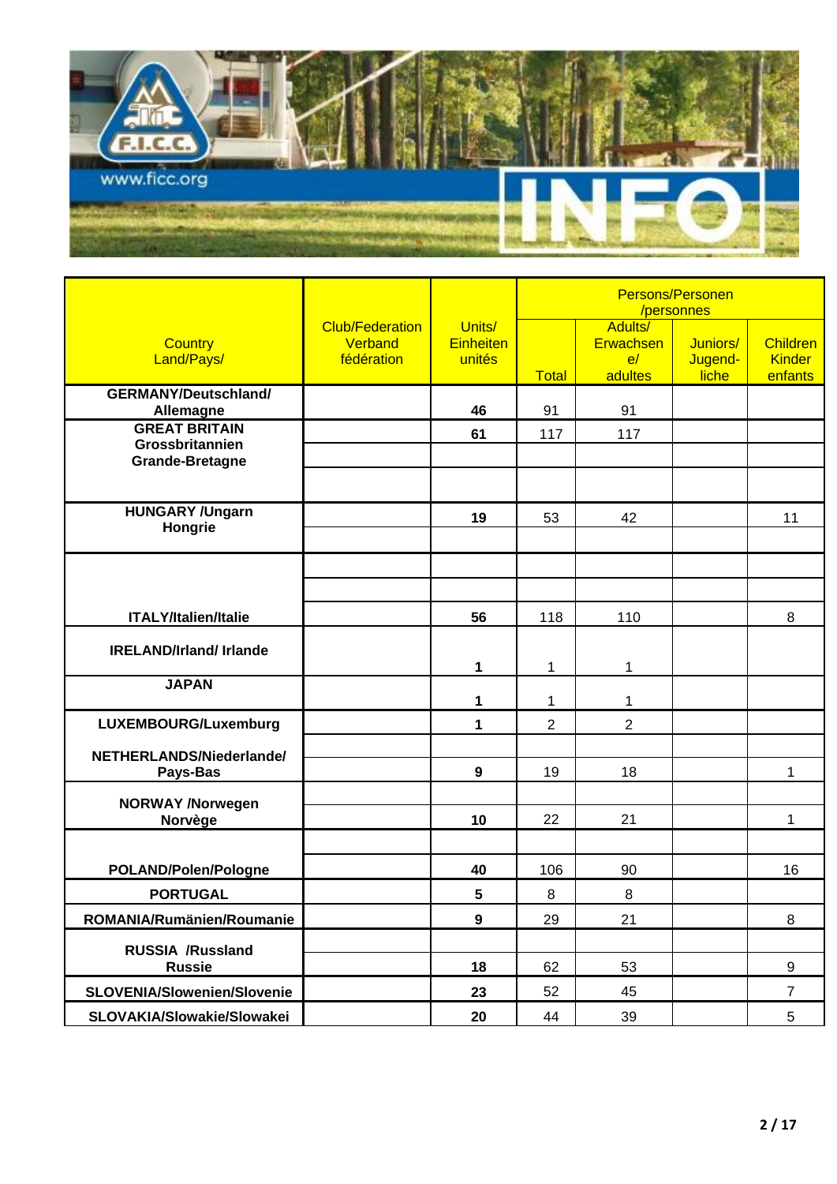| Country Land/Pays/ | Club/Federation Verband fédération | Units/ Einheiten unités | Persons/Personen /personnes | | | |
|---|---|---|---|---|---|---|
| | | | Total | Adults/ Erwachsene/ adultes | Juniors/ Jugend-liche | Children Kinder enfants |
| GERMANY/Deutschland/ Allemagne | | 46 | 91 | 91 | | |
| GREAT BRITAIN Grossbritannien Grande-Bretagne | | 61 | 117 | 117 | | |
| HUNGARY /Ungarn Hongrie | | 19 | 53 | 42 | | 11 |
| ITALY/Italien/Italie | | 56 | 118 | 110 | | 8 |
| IRELAND/Irland/ Irlande | | 1 | 1 | 1 | | |
| JAPAN | | 1 | 1 | 1 | | |
| LUXEMBOURG/Luxemburg | | 1 | 2 | 2 | | |
| NETHERLANDS/Niederlande/ Pays-Bas | | 9 | 19 | 18 | | 1 |
| NORWAY /Norwegen Norvège | | 10 | 22 | 21 | | 1 |
| POLAND/Polen/Pologne | | 40 | 106 | 90 | | 16 |
| PORTUGAL | | 5 | 8 | 8 | | |
| ROMANIA/Rumänien/Roumanie | | 9 | 29 | 21 | | 8 |
| RUSSIA /Russland Russie | | 18 | 62 | 53 | | 9 |
| SLOVENIA/Slowenien/Slovenie | | 23 | 52 | 45 | | 7 |
| SLOVAKIA/Slovakia/Slowakei | | 20 | 44 | 39 | | 5 |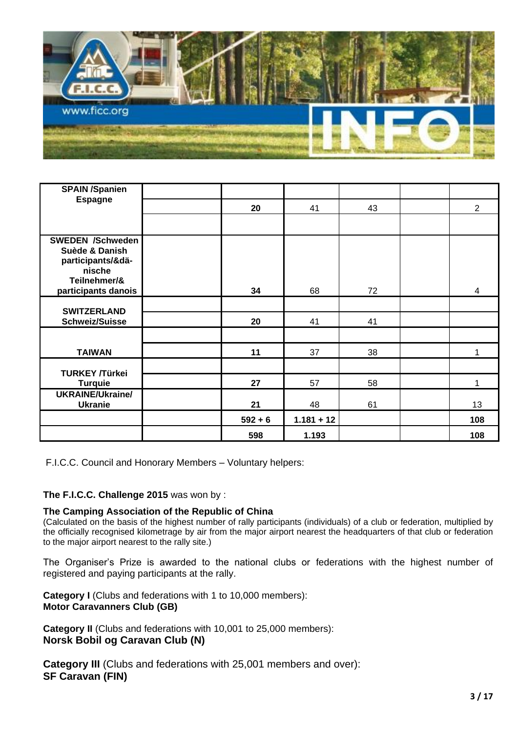| | | | | | | |
|---|---|---|---|---|---|---|
| **SPAIN /Spanien Espagne** | | **20** | 41 | 43 | | 2 |
| **SWEDEN /Schweden Suède & Danish participants/&dä-nische Teilnehmer/& participants danois** | | **34** | 68 | 72 | | 4 |
| **SWITZERLAND Schweiz/Suisse** | | **20** | 41 | 41 | | |
| **TAIWAN** | | **11** | 37 | 38 | | 1 |
| **TURKEY /Türkei Turquie** | | **27** | 57 | 58 | | 1 |
| **UKRAINE/Ukraine/ Ukranie** | | **21** | 48 | 61 | | 13 |
| | | **592 + 6** | **1.181 + 12** | | | **108** |
| | | **598** | **1.193** | | | **108** |

F.I.C.C. Council and Honorary Members – Voluntary helpers:

**The F.I.C.C. Challenge 2015** was won by :

**The Camping Association of the Republic of China**
(Calculated on the basis of the highest number of rally participants (individuals) of a club or federation, multiplied by the officially recognised kilometrage by air from the major airport nearest the headquarters of that club or federation to the major airport nearest to the rally site.)

The Organiser's Prize is awarded to the national clubs or federations with the highest number of registered and paying participants at the rally.

**Category I** (Clubs and federations with 1 to 10,000 members):
**Motor Caravanners Club (GB)**

**Category II** (Clubs and federations with 10,001 to 25,000 members):
**Norsk Bobil og Caravan Club (N)**

**Category III** (Clubs and federations with 25,001 members and over):
**SF Caravan (FIN)**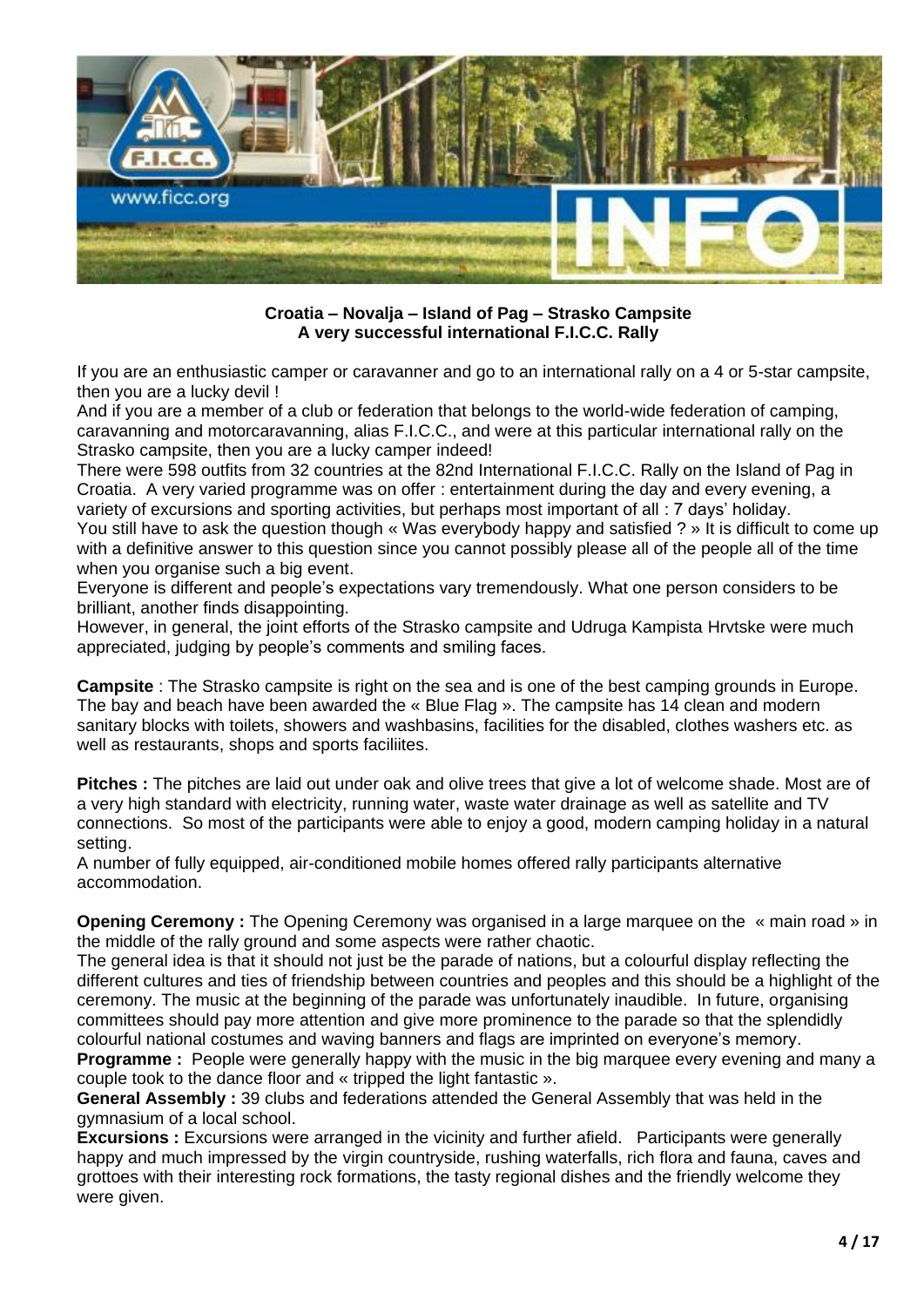**Croatia – Novalja – Island of Pag – Strasko Campsite**
**A very successful international F.I.C.C. Rally**

If you are an enthusiastic camper or caravanner and go to an international rally on a 4 or 5-star campsite, then you are a lucky devil !

And if you are a member of a club or federation that belongs to the world-wide federation of camping, caravanning and motorcaravanning, alias F.I.C.C., and were at this particular international rally on the Strasko campsite, then you are a lucky camper indeed!

There were 598 outfits from 32 countries at the 82nd International F.I.C.C. Rally on the Island of Pag in Croatia. A very varied programme was on offer : entertainment during the day and every evening, a variety of excursions and sporting activities, but perhaps most important of all : 7 days' holiday.

You still have to ask the question though « Was everybody happy and satisfied ? » It is difficult to come up with a definitive answer to this question since you cannot possibly please all of the people all of the time when you organise such a big event.

Everyone is different and people's expectations vary tremendously. What one person considers to be brilliant, another finds disappointing.

However, in general, the joint efforts of the Strasko campsite and Udruga Kampista Hrvtske were much appreciated, judging by people's comments and smiling faces.

**Campsite** : The Strasko campsite is right on the sea and is one of the best camping grounds in Europe. The bay and beach have been awarded the « Blue Flag ». The campsite has 14 clean and modern sanitary blocks with toilets, showers and washbasins, facilities for the disabled, clothes washers etc. as well as restaurants, shops and sports faciliites.

**Pitches :** The pitches are laid out under oak and olive trees that give a lot of welcome shade. Most are of a very high standard with electricity, running water, waste water drainage as well as satellite and TV connections. So most of the participants were able to enjoy a good, modern camping holiday in a natural setting.

A number of fully equipped, air-conditioned mobile homes offered rally participants alternative accommodation.

**Opening Ceremony :** The Opening Ceremony was organised in a large marquee on the « main road » in the middle of the rally ground and some aspects were rather chaotic.

The general idea is that it should not just be the parade of nations, but a colourful display reflecting the different cultures and ties of friendship between countries and peoples and this should be a highlight of the ceremony. The music at the beginning of the parade was unfortunately inaudible. In future, organising committees should pay more attention and give more prominence to the parade so that the splendidly colourful national costumes and waving banners and flags are imprinted on everyone's memory.

**Programme :** People were generally happy with the music in the big marquee every evening and many a couple took to the dance floor and « tripped the light fantastic ».

**General Assembly :** 39 clubs and federations attended the General Assembly that was held in the gymnasium of a local school.

**Excursions :** Excursions were arranged in the vicinity and further afield. Participants were generally happy and much impressed by the virgin countryside, rushing waterfalls, rich flora and fauna, caves and grottoes with their interesting rock formations, the tasty regional dishes and the friendly welcome they were given.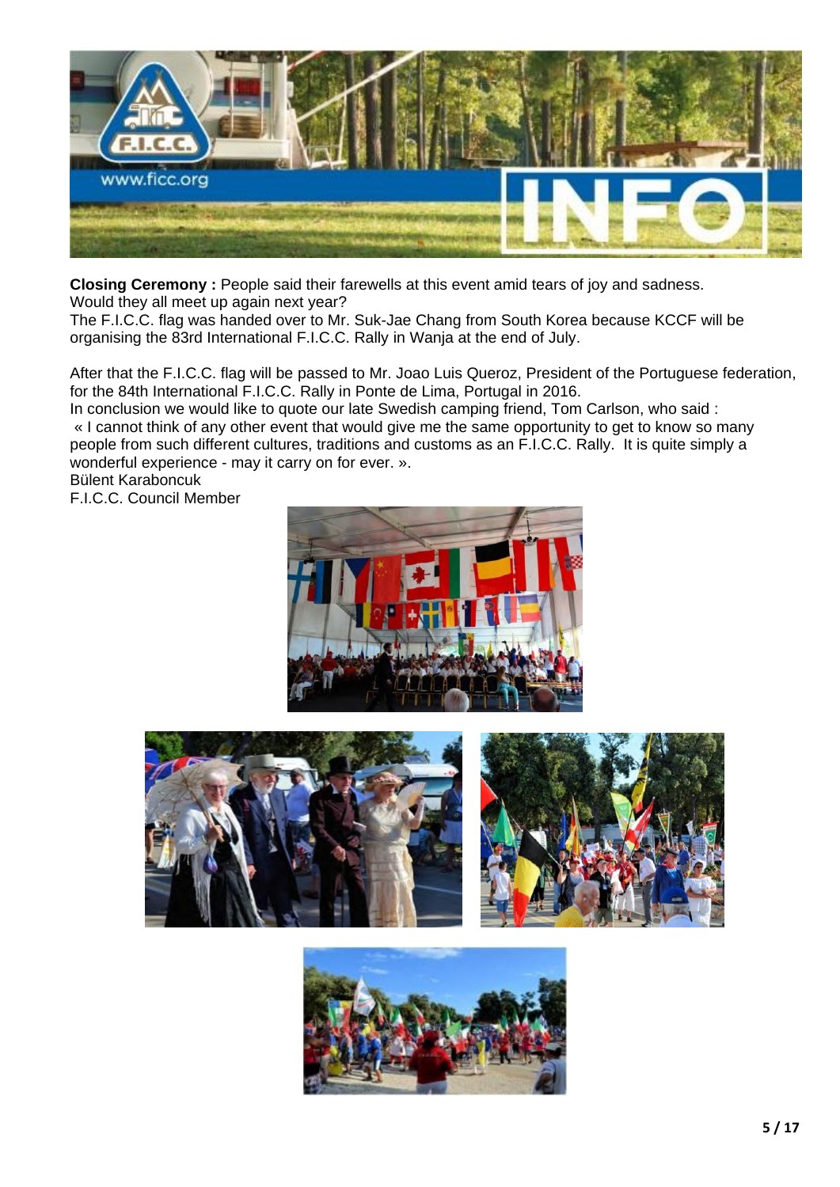**Closing Ceremony :** People said their farewells at this event amid tears of joy and sadness. Would they all meet up again next year?

The F.I.C.C. flag was handed over to Mr. Suk-Jae Chang from South Korea because KCCF will be organising the 83rd International F.I.C.C. Rally in Wanja at the end of July.

After that the F.I.C.C. flag will be passed to Mr. Joao Luis Queroz, President of the Portuguese federation, for the 84th International F.I.C.C. Rally in Ponte de Lima, Portugal in 2016.

In conclusion we would like to quote our late Swedish camping friend, Tom Carlson, who said :

« I cannot think of any other event that would give me the same opportunity to get to know so many people from such different cultures, traditions and customs as an F.I.C.C. Rally. It is quite simply a wonderful experience - may it carry on for ever. ».

Bülent Karaboncuk

F.I.C.C. Council Member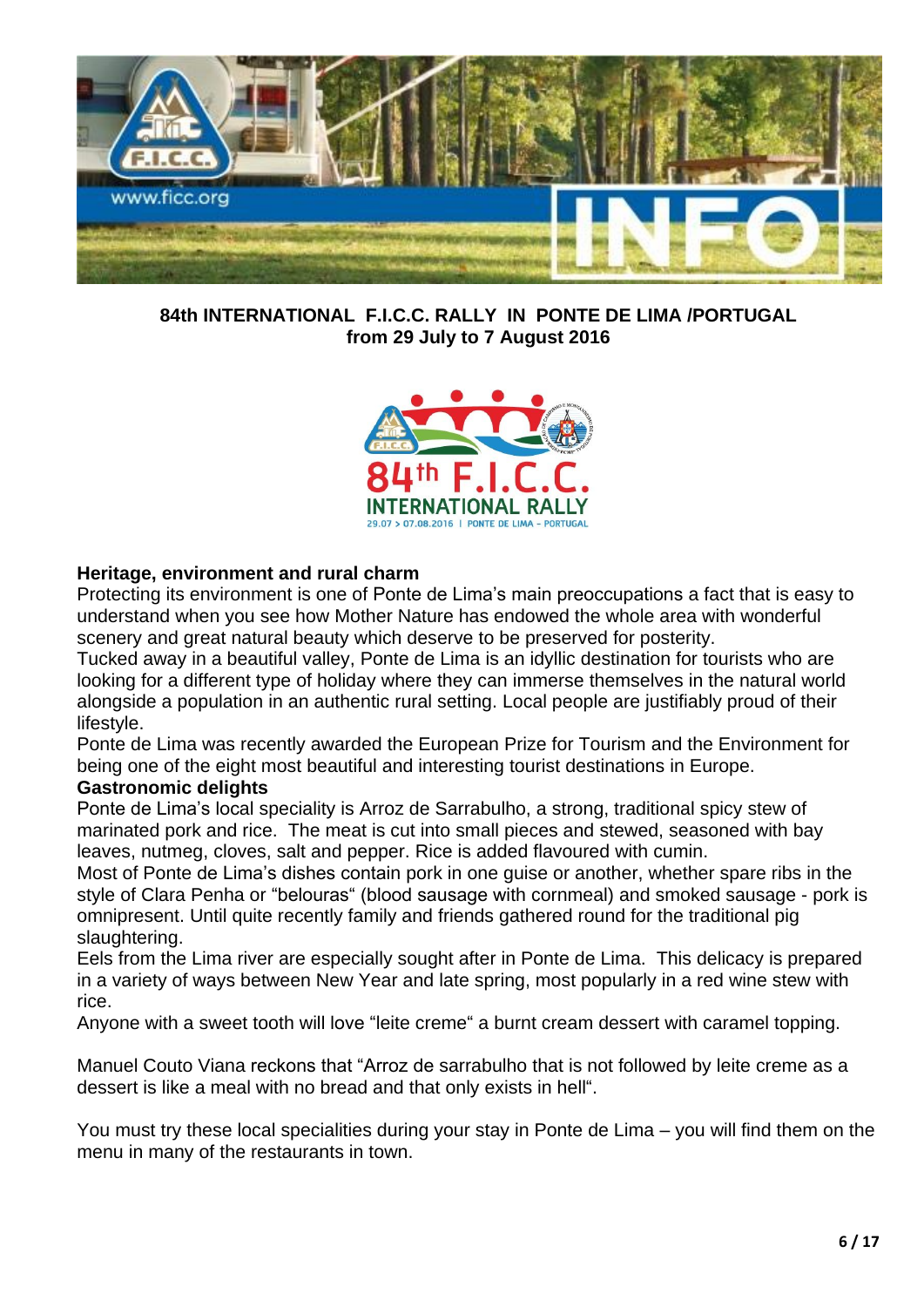**84th INTERNATIONAL F.I.C.C. RALLY IN PONTE DE LIMA /PORTUGAL**
**from 29 July to 7 August 2016**

### Heritage, environment and rural charm

Protecting its environment is one of Ponte de Lima's main preoccupations a fact that is easy to understand when you see how Mother Nature has endowed the whole area with wonderful scenery and great natural beauty which deserve to be preserved for posterity.

Tucked away in a beautiful valley, Ponte de Lima is an idyllic destination for tourists who are looking for a different type of holiday where they can immerse themselves in the natural world alongside a population in an authentic rural setting. Local people are justifiably proud of their lifestyle.

Ponte de Lima was recently awarded the European Prize for Tourism and the Environment for being one of the eight most beautiful and interesting tourist destinations in Europe.

### Gastronomic delights

Ponte de Lima's local speciality is Arroz de Sarrabulho, a strong, traditional spicy stew of marinated pork and rice. The meat is cut into small pieces and stewed, seasoned with bay leaves, nutmeg, cloves, salt and pepper. Rice is added flavoured with cumin.

Most of Ponte de Lima's dishes contain pork in one guise or another, whether spare ribs in the style of Clara Penha or "belouras" (blood sausage with cornmeal) and smoked sausage - pork is omnipresent. Until quite recently family and friends gathered round for the traditional pig slaughtering.

Eels from the Lima river are especially sought after in Ponte de Lima. This delicacy is prepared in a variety of ways between New Year and late spring, most popularly in a red wine stew with rice.

Anyone with a sweet tooth will love "leite creme" a burnt cream dessert with caramel topping.

Manuel Couto Viana reckons that "Arroz de sarrabulho that is not followed by leite creme as a dessert is like a meal with no bread and that only exists in hell".

You must try these local specialities during your stay in Ponte de Lima – you will find them on the menu in many of the restaurants in town.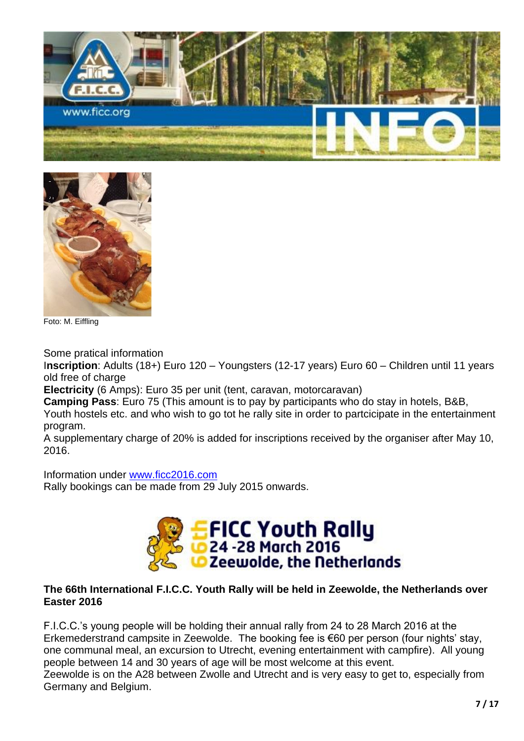Foto: M. Eiffling

Some pratical information

**Inscription**: Adults (18+) Euro 120 – Youngsters (12-17 years) Euro 60 – Children until 11 years old free of charge

**Electricity** (6 Amps): Euro 35 per unit (tent, caravan, motorcaravan)

**Camping Pass**: Euro 75 (This amount is to pay by participants who do stay in hotels, B&B, Youth hostels etc. and who wish to go tot he rally site in order to partcicipate in the entertainment program.

A supplementary charge of 20% is added for inscriptions received by the organiser after May 10, 2016.

Information under [www.ficc2016.com](http://www.ficc2016.com)

Rally bookings can be made from 29 July 2015 onwards.

66th FICC Youth Rally
24 -28 March 2016
Zeewolde, the Netherlands

**The 66th International F.I.C.C. Youth Rally will be held in Zeewolde, the Netherlands over Easter 2016**

F.I.C.C.'s young people will be holding their annual rally from 24 to 28 March 2016 at the Erkemederstrand campsite in Zeewolde. The booking fee is €60 per person (four nights' stay, one communal meal, an excursion to Utrecht, evening entertainment with campfire). All young people between 14 and 30 years of age will be most welcome at this event.

Zeewolde is on the A28 between Zwolle and Utrecht and is very easy to get to, especially from Germany and Belgium.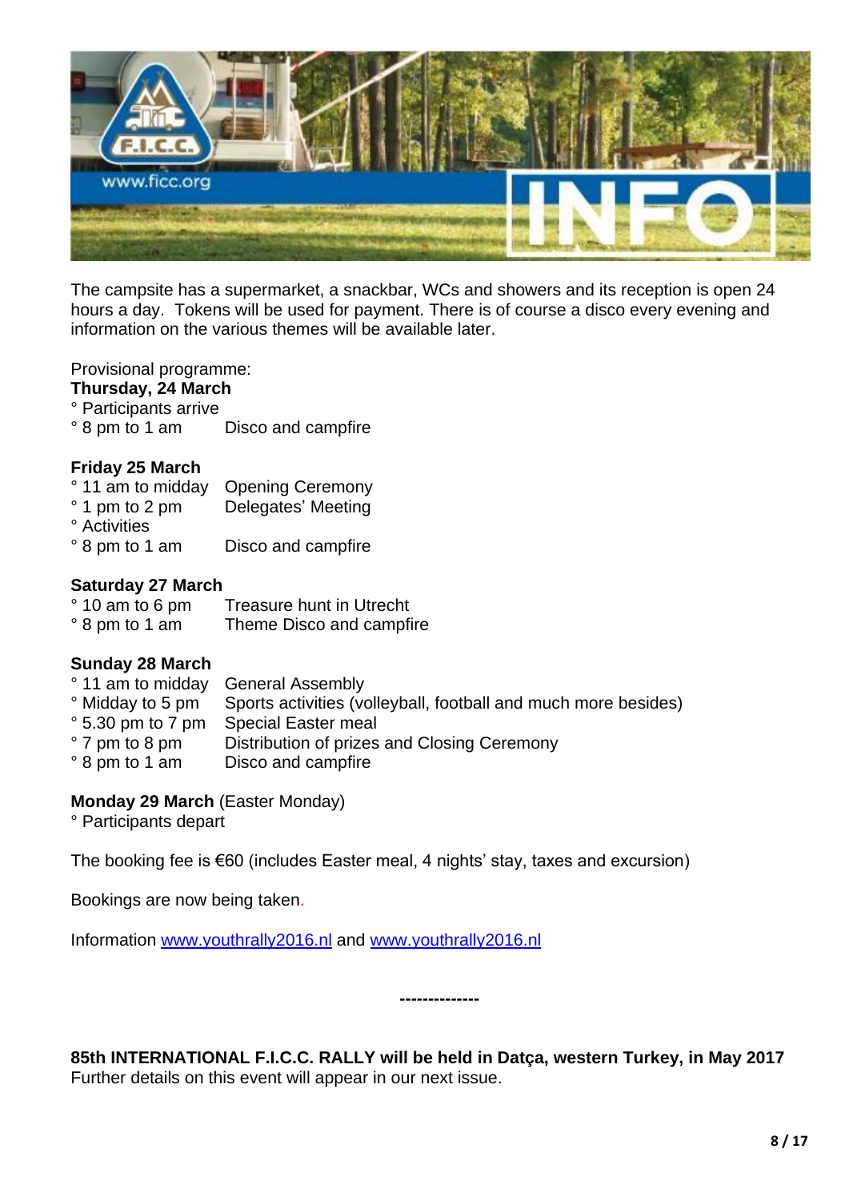The campsite has a supermarket, a snackbar, WCs and showers and its reception is open 24 hours a day. Tokens will be used for payment. There is of course a disco every evening and information on the various themes will be available later.

Provisional programme:

**Thursday, 24 March**

° Participants arrive
° 8 pm to 1 am    Disco and campfire

**Friday 25 March**

° 11 am to midday    Opening Ceremony
° 1 pm to 2 pm    Delegates' Meeting
° Activities
° 8 pm to 1 am    Disco and campfire

**Saturday 27 March**

° 10 am to 6 pm    Treasure hunt in Utrecht
° 8 pm to 1 am    Theme Disco and campfire

**Sunday 28 March**

° 11 am to midday    General Assembly
° Midday to 5 pm    Sports activities (volleyball, football and much more besides)
° 5.30 pm to 7 pm    Special Easter meal
° 7 pm to 8 pm    Distribution of prizes and Closing Ceremony
° 8 pm to 1 am    Disco and campfire

**Monday 29 March** (Easter Monday)

° Participants depart

The booking fee is €60 (includes Easter meal, 4 nights' stay, taxes and excursion)

Bookings are now being taken.

Information www.youthrally2016.nl and www.youthrally2016.nl

--------------

**85th INTERNATIONAL F.I.C.C. RALLY will be held in Datça, western Turkey, in May 2017**
Further details on this event will appear in our next issue.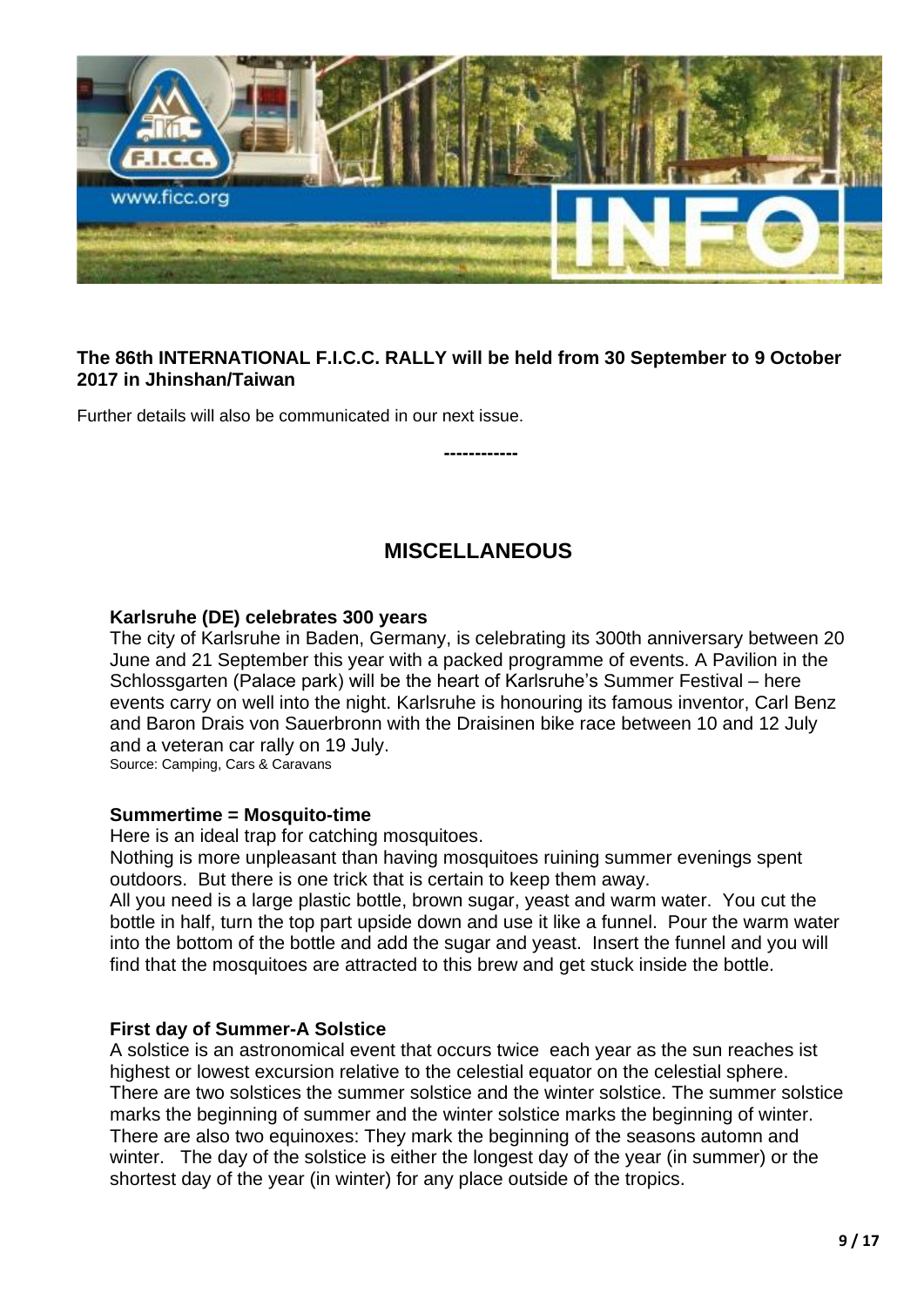**The 86th INTERNATIONAL F.I.C.C. RALLY will be held from 30 September to 9 October 2017 in Jhinshan/Taiwan**

Further details will also be communicated in our next issue.

------------

## MISCELLANEOUS

**Karlsruhe (DE) celebrates 300 years**

The city of Karlsruhe in Baden, Germany, is celebrating its 300th anniversary between 20 June and 21 September this year with a packed programme of events. A Pavilion in the Schlossgarten (Palace park) will be the heart of Karlsruhe's Summer Festival – here events carry on well into the night. Karlsruhe is honouring its famous inventor, Carl Benz and Baron Drais von Sauerbronn with the Draisinen bike race between 10 and 12 July and a veteran car rally on 19 July.

Source: Camping, Cars & Caravans

**Summertime = Mosquito-time**

Here is an ideal trap for catching mosquitoes.

Nothing is more unpleasant than having mosquitoes ruining summer evenings spent outdoors. But there is one trick that is certain to keep them away.

All you need is a large plastic bottle, brown sugar, yeast and warm water. You cut the bottle in half, turn the top part upside down and use it like a funnel. Pour the warm water into the bottom of the bottle and add the sugar and yeast. Insert the funnel and you will find that the mosquitoes are attracted to this brew and get stuck inside the bottle.

**First day of Summer-A Solstice**

A solstice is an astronomical event that occurs twice each year as the sun reaches ist highest or lowest excursion relative to the celestial equator on the celestial sphere. There are two solstices the summer solstice and the winter solstice. The summer solstice marks the beginning of summer and the winter solstice marks the beginning of winter. There are also two equinoxes: They mark the beginning of the seasons automn and winter. The day of the solstice is either the longest day of the year (in summer) or the shortest day of the year (in winter) for any place outside of the tropics.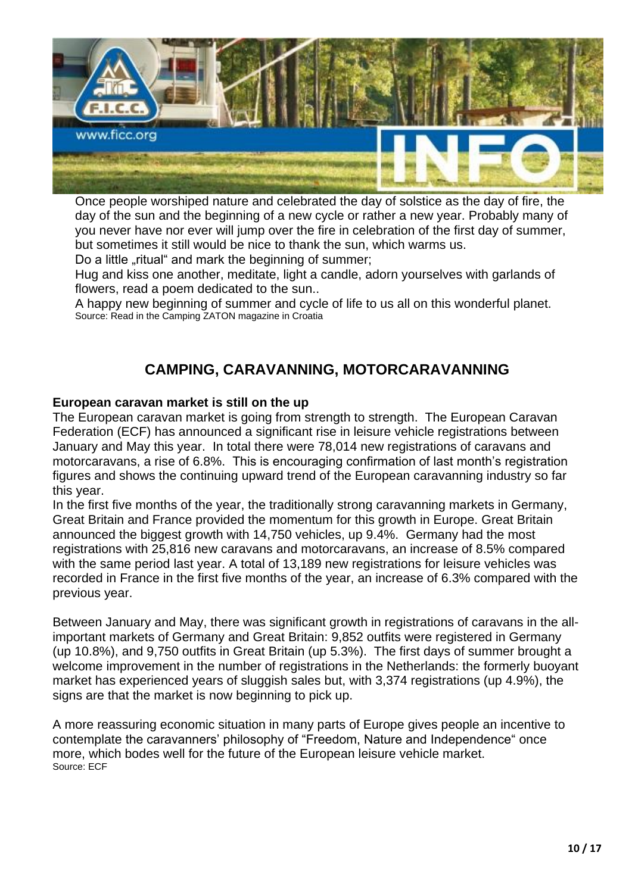Once people worshiped nature and celebrated the day of solstice as the day of fire, the day of the sun and the beginning of a new cycle or rather a new year. Probably many of you never have nor ever will jump over the fire in celebration of the first day of summer, but sometimes it still would be nice to thank the sun, which warms us.

Do a little „ritual" and mark the beginning of summer;

Hug and kiss one another, meditate, light a candle, adorn yourselves with garlands of flowers, read a poem dedicated to the sun..

A happy new beginning of summer and cycle of life to us all on this wonderful planet.

Source: Read in the Camping ZATON magazine in Croatia

## CAMPING, CARAVANNING, MOTORCARAVANNING

**European caravan market is still on the up**

The European caravan market is going from strength to strength. The European Caravan Federation (ECF) has announced a significant rise in leisure vehicle registrations between January and May this year. In total there were 78,014 new registrations of caravans and motorcaravans, a rise of 6.8%. This is encouraging confirmation of last month's registration figures and shows the continuing upward trend of the European caravanning industry so far this year.

In the first five months of the year, the traditionally strong caravanning markets in Germany, Great Britain and France provided the momentum for this growth in Europe. Great Britain announced the biggest growth with 14,750 vehicles, up 9.4%. Germany had the most registrations with 25,816 new caravans and motorcaravans, an increase of 8.5% compared with the same period last year. A total of 13,189 new registrations for leisure vehicles was recorded in France in the first five months of the year, an increase of 6.3% compared with the previous year.

Between January and May, there was significant growth in registrations of caravans in the all-important markets of Germany and Great Britain: 9,852 outfits were registered in Germany (up 10.8%), and 9,750 outfits in Great Britain (up 5.3%). The first days of summer brought a welcome improvement in the number of registrations in the Netherlands: the formerly buoyant market has experienced years of sluggish sales but, with 3,374 registrations (up 4.9%), the signs are that the market is now beginning to pick up.

A more reassuring economic situation in many parts of Europe gives people an incentive to contemplate the caravanners' philosophy of "Freedom, Nature and Independence" once more, which bodes well for the future of the European leisure vehicle market.

Source: ECF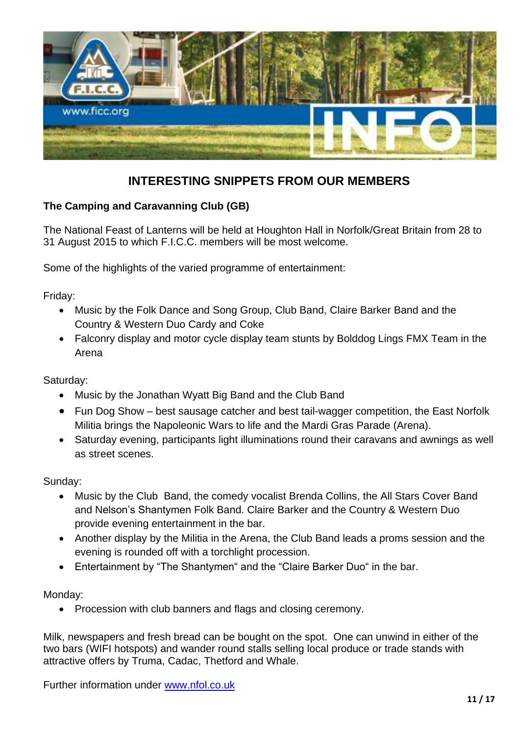# INTERESTING SNIPPETS FROM OUR MEMBERS

**The Camping and Caravanning Club (GB)**

The National Feast of Lanterns will be held at Houghton Hall in Norfolk/Great Britain from 28 to 31 August 2015 to which F.I.C.C. members will be most welcome.

Some of the highlights of the varied programme of entertainment:

Friday:

- Music by the Folk Dance and Song Group, Club Band, Claire Barker Band and the Country & Western Duo Cardy and Coke
- Falconry display and motor cycle display team stunts by Bolddog Lings FMX Team in the Arena

Saturday:

- Music by the Jonathan Wyatt Big Band and the Club Band
- Fun Dog Show – best sausage catcher and best tail-wagger competition, the East Norfolk Militia brings the Napoleonic Wars to life and the Mardi Gras Parade (Arena).
- Saturday evening, participants light illuminations round their caravans and awnings as well as street scenes.

Sunday:

- Music by the Club Band, the comedy vocalist Brenda Collins, the All Stars Cover Band and Nelson's Shantymen Folk Band. Claire Barker and the Country & Western Duo provide evening entertainment in the bar.
- Another display by the Militia in the Arena, the Club Band leads a proms session and the evening is rounded off with a torchlight procession.
- Entertainment by "The Shantymen" and the "Claire Barker Duo" in the bar.

Monday:

- Procession with club banners and flags and closing ceremony.

Milk, newspapers and fresh bread can be bought on the spot. One can unwind in either of the two bars (WIFI hotspots) and wander round stalls selling local produce or trade stands with attractive offers by Truma, Cadac, Thetford and Whale.

Further information under [www.nfol.co.uk](http://www.nfol.co.uk)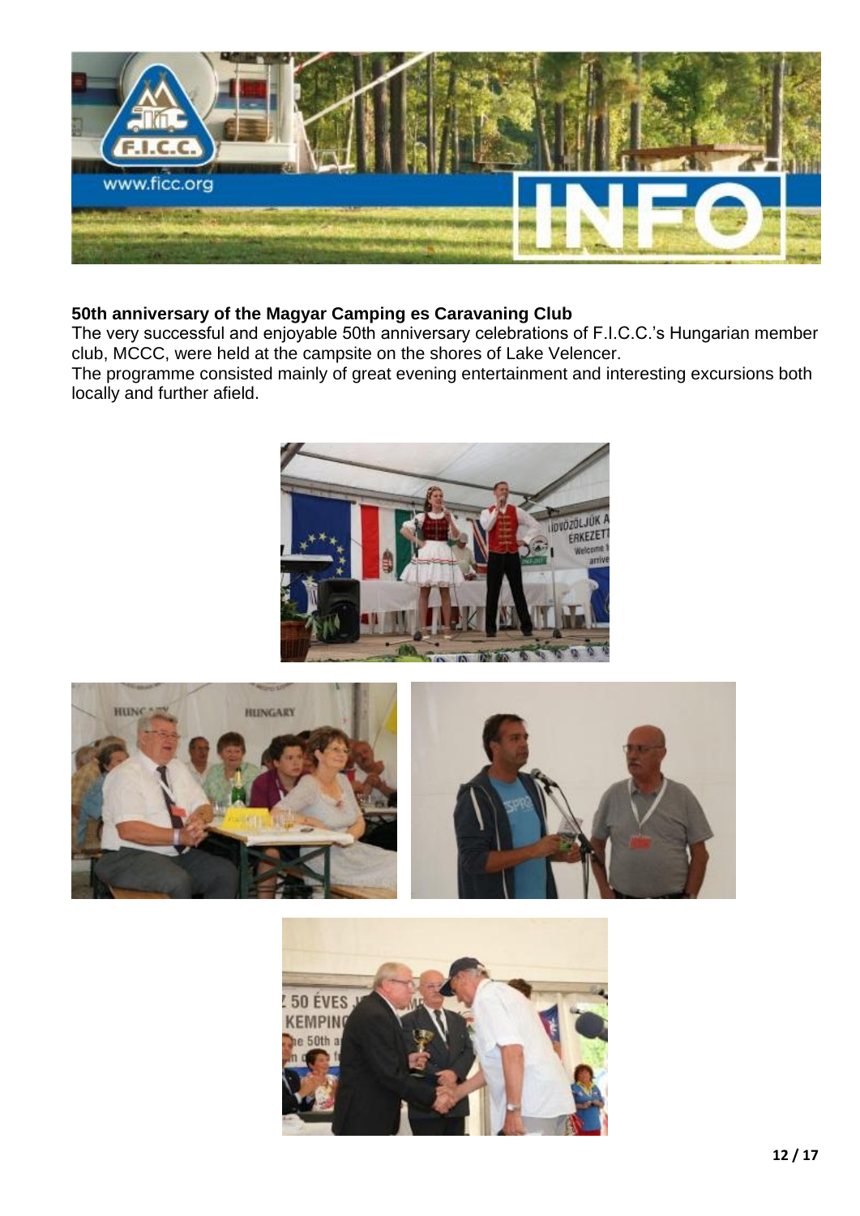## 50th anniversary of the Magyar Camping es Caravaning Club

The very successful and enjoyable 50th anniversary celebrations of F.I.C.C.'s Hungarian member club, MCCC, were held at the campsite on the shores of Lake Velencer.

The programme consisted mainly of great evening entertainment and interesting excursions both locally and further afield.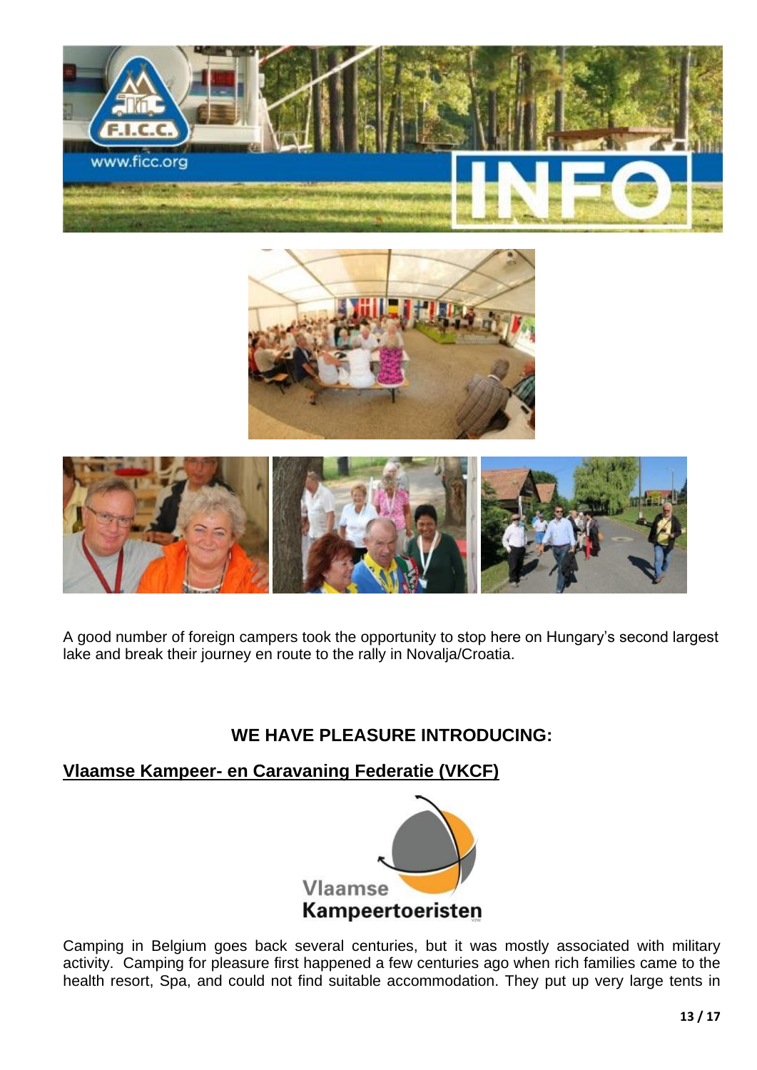A good number of foreign campers took the opportunity to stop here on Hungary's second largest lake and break their journey en route to the rally in Novalja/Croatia.

## WE HAVE PLEASURE INTRODUCING:

### Vlaamse Kampeer- en Caravaning Federatie (VKCF)

Camping in Belgium goes back several centuries, but it was mostly associated with military activity. Camping for pleasure first happened a few centuries ago when rich families came to the health resort, Spa, and could not find suitable accommodation. They put up very large tents in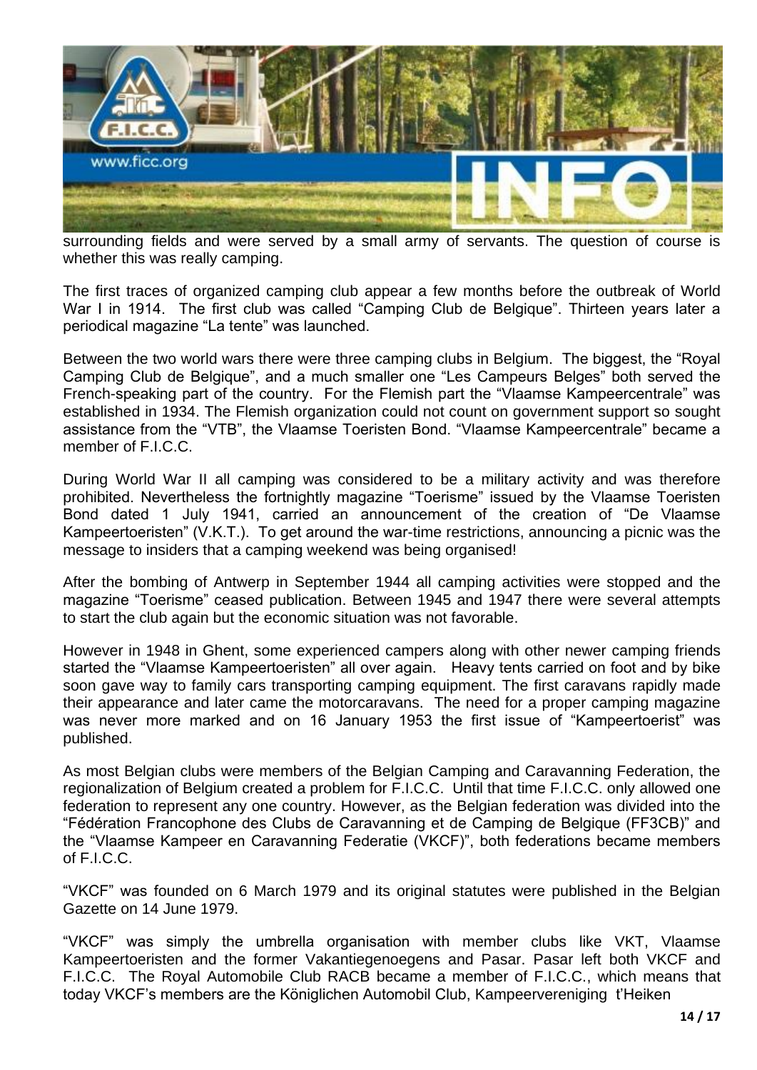surrounding fields and were served by a small army of servants. The question of course is whether this was really camping.

The first traces of organized camping club appear a few months before the outbreak of World War I in 1914. The first club was called "Camping Club de Belgique". Thirteen years later a periodical magazine "La tente" was launched.

Between the two world wars there were three camping clubs in Belgium. The biggest, the "Royal Camping Club de Belgique", and a much smaller one "Les Campeurs Belges" both served the French-speaking part of the country. For the Flemish part the "Vlaamse Kampeercentrale" was established in 1934. The Flemish organization could not count on government support so sought assistance from the "VTB", the Vlaamse Toeristen Bond. "Vlaamse Kampeercentrale" became a member of F.I.C.C.

During World War II all camping was considered to be a military activity and was therefore prohibited. Nevertheless the fortnightly magazine "Toerisme" issued by the Vlaamse Toeristen Bond dated 1 July 1941, carried an announcement of the creation of "De Vlaamse Kampeertoeristen" (V.K.T.). To get around the war-time restrictions, announcing a picnic was the message to insiders that a camping weekend was being organised!

After the bombing of Antwerp in September 1944 all camping activities were stopped and the magazine "Toerisme" ceased publication. Between 1945 and 1947 there were several attempts to start the club again but the economic situation was not favorable.

However in 1948 in Ghent, some experienced campers along with other newer camping friends started the "Vlaamse Kampeertoeristen" all over again. Heavy tents carried on foot and by bike soon gave way to family cars transporting camping equipment. The first caravans rapidly made their appearance and later came the motorcaravans. The need for a proper camping magazine was never more marked and on 16 January 1953 the first issue of "Kampeertoerist" was published.

As most Belgian clubs were members of the Belgian Camping and Caravanning Federation, the regionalization of Belgium created a problem for F.I.C.C. Until that time F.I.C.C. only allowed one federation to represent any one country. However, as the Belgian federation was divided into the "Fédération Francophone des Clubs de Caravanning et de Camping de Belgique (FF3CB)" and the "Vlaamse Kampeer en Caravanning Federatie (VKCF)", both federations became members of F.I.C.C.

"VKCF" was founded on 6 March 1979 and its original statutes were published in the Belgian Gazette on 14 June 1979.

"VKCF" was simply the umbrella organisation with member clubs like VKT, Vlaamse Kampeertoeristen and the former Vakantiegenoegens and Pasar. Pasar left both VKCF and F.I.C.C. The Royal Automobile Club RACB became a member of F.I.C.C., which means that today VKCF's members are the Königlichen Automobil Club, Kampeervereniging t'Heiken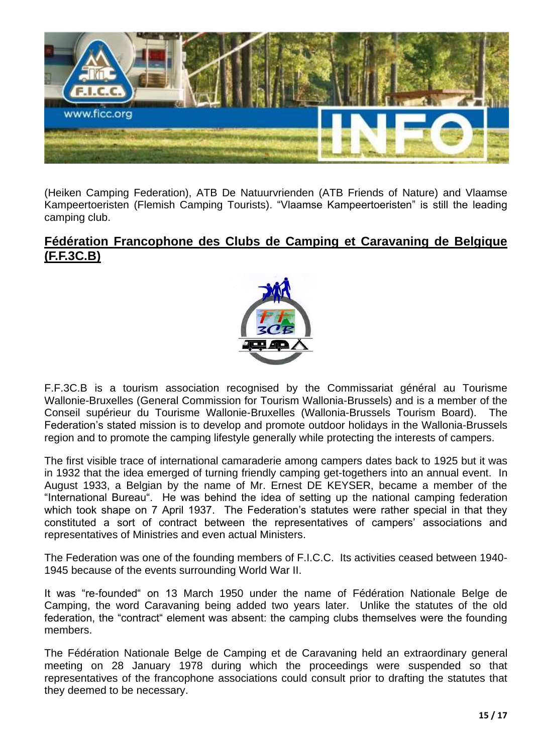(Heiken Camping Federation), ATB De Natuurvrienden (ATB Friends of Nature) and Vlaamse Kampeertoeristen (Flemish Camping Tourists). "Vlaamse Kampeertoeristen" is still the leading camping club.

## Fédération Francophone des Clubs de Camping et Caravaning de Belgique (F.F.3C.B)

F.F.3C.B is a tourism association recognised by the Commissariat général au Tourisme Wallonie-Bruxelles (General Commission for Tourism Wallonia-Brussels) and is a member of the Conseil supérieur du Tourisme Wallonie-Bruxelles (Wallonia-Brussels Tourism Board). The Federation's stated mission is to develop and promote outdoor holidays in the Wallonia-Brussels region and to promote the camping lifestyle generally while protecting the interests of campers.

The first visible trace of international camaraderie among campers dates back to 1925 but it was in 1932 that the idea emerged of turning friendly camping get-togethers into an annual event. In August 1933, a Belgian by the name of Mr. Ernest DE KEYSER, became a member of the "International Bureau". He was behind the idea of setting up the national camping federation which took shape on 7 April 1937. The Federation's statutes were rather special in that they constituted a sort of contract between the representatives of campers' associations and representatives of Ministries and even actual Ministers.

The Federation was one of the founding members of F.I.C.C. Its activities ceased between 1940-1945 because of the events surrounding World War II.

It was "re-founded" on 13 March 1950 under the name of Fédération Nationale Belge de Camping, the word Caravaning being added two years later. Unlike the statutes of the old federation, the "contract" element was absent: the camping clubs themselves were the founding members.

The Fédération Nationale Belge de Camping et de Caravaning held an extraordinary general meeting on 28 January 1978 during which the proceedings were suspended so that representatives of the francophone associations could consult prior to drafting the statutes that they deemed to be necessary.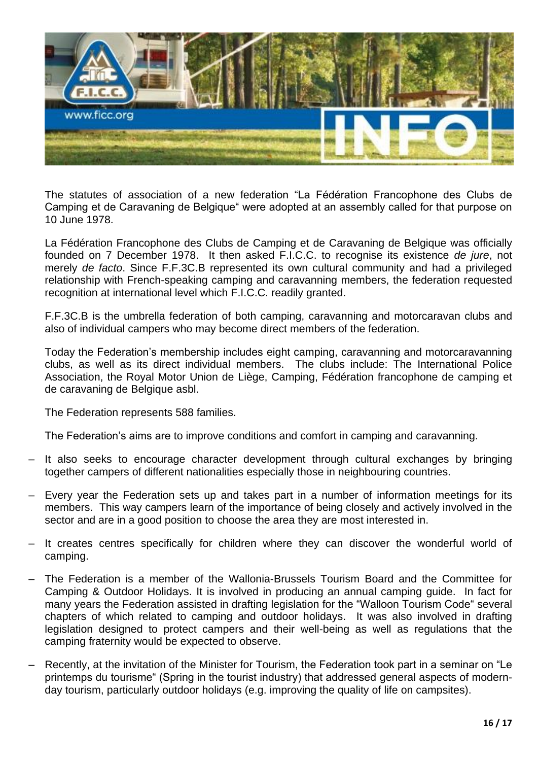The statutes of association of a new federation "La Fédération Francophone des Clubs de Camping et de Caravaning de Belgique" were adopted at an assembly called for that purpose on 10 June 1978.

La Fédération Francophone des Clubs de Camping et de Caravaning de Belgique was officially founded on 7 December 1978. It then asked F.I.C.C. to recognise its existence *de jure*, not merely *de facto*. Since F.F.3C.B represented its own cultural community and had a privileged relationship with French-speaking camping and caravanning members, the federation requested recognition at international level which F.I.C.C. readily granted.

F.F.3C.B is the umbrella federation of both camping, caravanning and motorcaravan clubs and also of individual campers who may become direct members of the federation.

Today the Federation's membership includes eight camping, caravanning and motorcaravanning clubs, as well as its direct individual members. The clubs include: The International Police Association, the Royal Motor Union de Liège, Camping, Fédération francophone de camping et de caravaning de Belgique asbl.

The Federation represents 588 families.

The Federation's aims are to improve conditions and comfort in camping and caravanning.

- It also seeks to encourage character development through cultural exchanges by bringing together campers of different nationalities especially those in neighbouring countries.
- Every year the Federation sets up and takes part in a number of information meetings for its members. This way campers learn of the importance of being closely and actively involved in the sector and are in a good position to choose the area they are most interested in.
- It creates centres specifically for children where they can discover the wonderful world of camping.
- The Federation is a member of the Wallonia-Brussels Tourism Board and the Committee for Camping & Outdoor Holidays. It is involved in producing an annual camping guide. In fact for many years the Federation assisted in drafting legislation for the "Walloon Tourism Code" several chapters of which related to camping and outdoor holidays. It was also involved in drafting legislation designed to protect campers and their well-being as well as regulations that the camping fraternity would be expected to observe.
- Recently, at the invitation of the Minister for Tourism, the Federation took part in a seminar on "Le printemps du tourisme" (Spring in the tourist industry) that addressed general aspects of modern-day tourism, particularly outdoor holidays (e.g. improving the quality of life on campsites).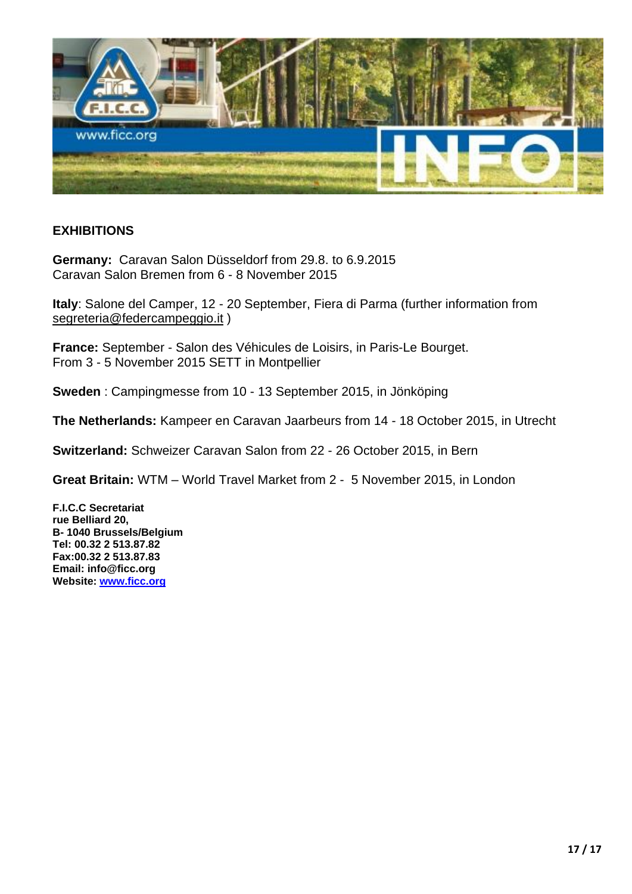## EXHIBITIONS

**Germany:** Caravan Salon Düsseldorf from 29.8. to 6.9.2015
Caravan Salon Bremen from 6 - 8 November 2015

**Italy**: Salone del Camper, 12 - 20 September, Fiera di Parma (further information from segreteria@federcampeggio.it )

**France:** September - Salon des Véhicules de Loisirs, in Paris-Le Bourget.
From 3 - 5 November 2015 SETT in Montpellier

**Sweden** : Campingmesse from 10 - 13 September 2015, in Jönköping

**The Netherlands:** Kampeer en Caravan Jaarbeurs from 14 - 18 October 2015, in Utrecht

**Switzerland:** Schweizer Caravan Salon from 22 - 26 October 2015, in Bern

**Great Britain:** WTM – World Travel Market from 2 - 5 November 2015, in London

**F.I.C.C Secretariat**
**rue Belliard 20,**
**B- 1040 Brussels/Belgium**
**Tel: 00.32 2 513.87.82**
**Fax:00.32 2 513.87.83**
**Email: info@ficc.org**
**Website: www.ficc.org**